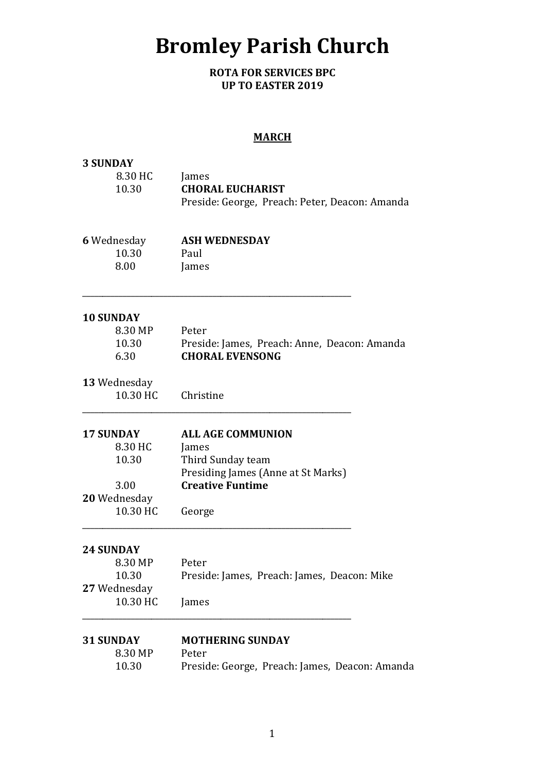# Bromley Parish Church

**ROTA FOR SERVICES BPC**
**UP TO EASTER 2019**

## MARCH

**3 SUNDAY**

| | |
|---|---|
| 8.30 HC | James |
| 10.30 | **CHORAL EUCHARIST** |
| | Preside: George, Preach: Peter, Deacon: Amanda |

**6** Wednesday — **ASH WEDNESDAY**

| | |
|---|---|
| 10.30 | Paul |
| 8.00 | James |

---

**10 SUNDAY**

| | |
|---|---|
| 8.30 MP | Peter |
| 10.30 | Preside: James, Preach: Anne, Deacon: Amanda |
| 6.30 | **CHORAL EVENSONG** |

**13** Wednesday

| | |
|---|---|
| 10.30 HC | Christine |

---

**17 SUNDAY** — **ALL AGE COMMUNION**

| | |
|---|---|
| 8.30 HC | James |
| 10.30 | Third Sunday team |
| | Presiding James (Anne at St Marks) |
| 3.00 | **Creative Funtime** |

**20** Wednesday

| | |
|---|---|
| 10.30 HC | George |

---

**24 SUNDAY**

| | |
|---|---|
| 8.30 MP | Peter |
| 10.30 | Preside: James, Preach: James, Deacon: Mike |

**27** Wednesday

| | |
|---|---|
| 10.30 HC | James |

---

**31 SUNDAY** — **MOTHERING SUNDAY**

| | |
|---|---|
| 8.30 MP | Peter |
| 10.30 | Preside: George, Preach: James, Deacon: Amanda |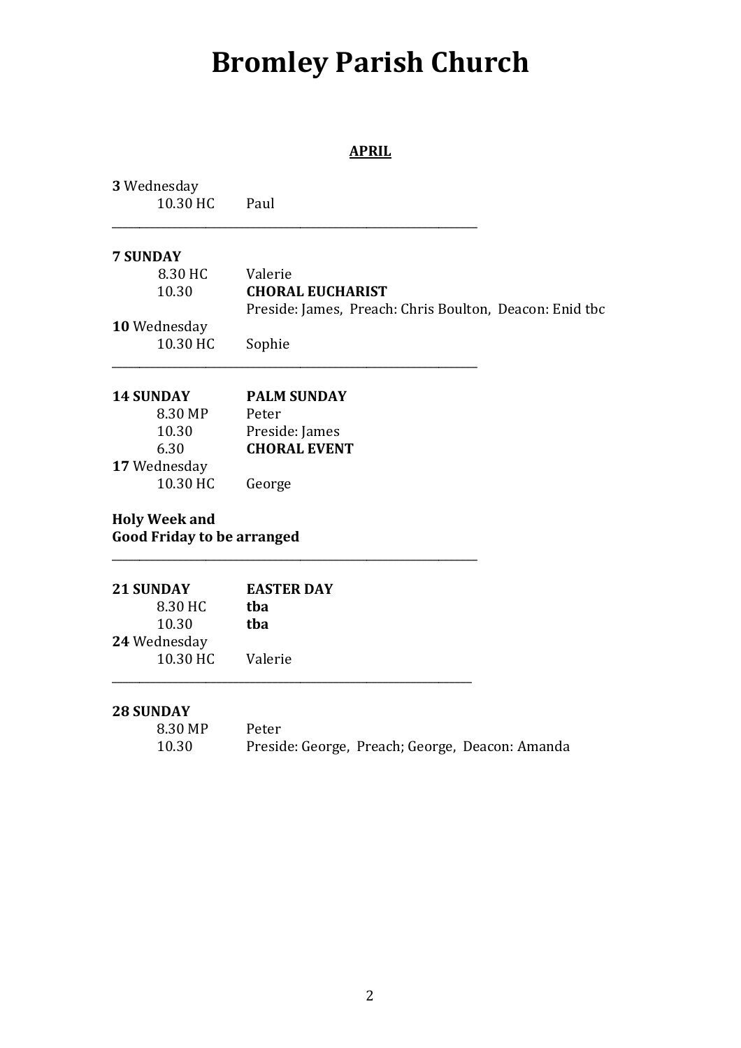# Bromley Parish Church

**APRIL**

**3** Wednesday
10.30 HC Paul

---

**7 SUNDAY**
8.30 HC Valerie
10.30 **CHORAL EUCHARIST**
Preside: James, Preach: Chris Boulton, Deacon: Enid tbc

**10** Wednesday
10.30 HC Sophie

---

**14 SUNDAY** **PALM SUNDAY**
8.30 MP Peter
10.30 Preside: James
6.30 **CHORAL EVENT**

**17** Wednesday
10.30 HC George

**Holy Week and**
**Good Friday to be arranged**

---

**21 SUNDAY** **EASTER DAY**
8.30 HC **tba**
10.30 **tba**

**24** Wednesday
10.30 HC Valerie

---

**28 SUNDAY**
8.30 MP Peter
10.30 Preside: George, Preach; George, Deacon: Amanda